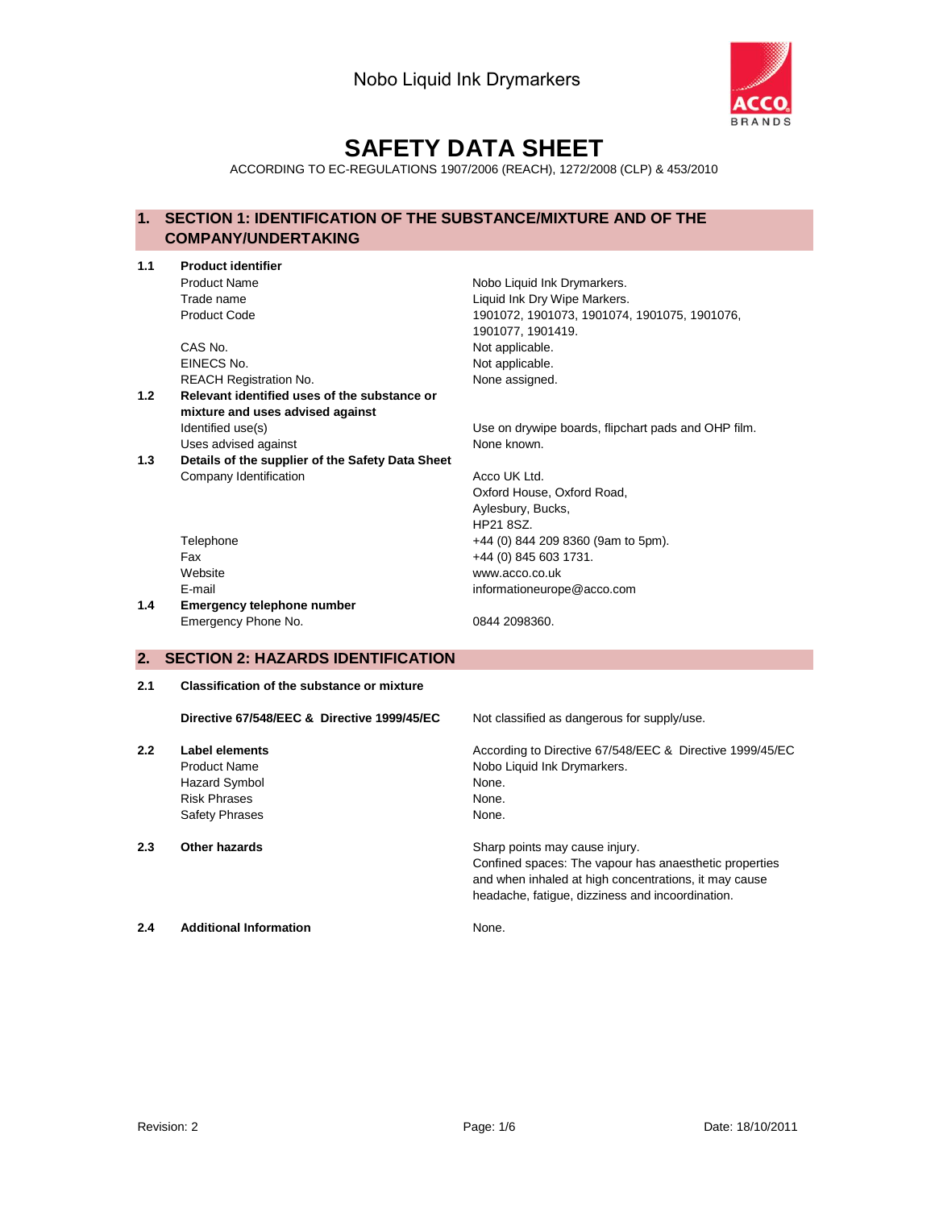Nobo Liquid Ink Drymarkers

# SAFETY DATA SHEET

ACCORDING TO EC-REGULATIONS 1907/2006 (REACH), 1272/2008 (CLP) & 453/2010

## 1. SECTION 1: IDENTIFICATION OF THE SUBSTANCE/MIXTURE AND OF THE COMPANY/UNDERTAKING

**1.1 Product identifier**

| | |
|---|---|
| Product Name | Nobo Liquid Ink Drymarkers. |
| Trade name | Liquid Ink Dry Wipe Markers. |
| Product Code | 1901072, 1901073, 1901074, 1901075, 1901076, 1901077, 1901419. |
| CAS No. | Not applicable. |
| EINECS No. | Not applicable. |
| REACH Registration No. | None assigned. |

**1.2 Relevant identified uses of the substance or mixture and uses advised against**

| | |
|---|---|
| Identified use(s) | Use on drywipe boards, flipchart pads and OHP film. |
| Uses advised against | None known. |

**1.3 Details of the supplier of the Safety Data Sheet**

| | |
|---|---|
| Company Identification | Acco UK Ltd.<br>Oxford House, Oxford Road,<br>Aylesbury, Bucks,<br>HP21 8SZ. |
| Telephone | +44 (0) 844 209 8360 (9am to 5pm). |
| Fax | +44 (0) 845 603 1731. |
| Website | www.acco.co.uk |
| E-mail | informationeurope@acco.com |

**1.4 Emergency telephone number**

| | |
|---|---|
| Emergency Phone No. | 0844 2098360. |

## 2. SECTION 2: HAZARDS IDENTIFICATION

**2.1 Classification of the substance or mixture**

| | |
|---|---|
| **Directive 67/548/EEC & Directive 1999/45/EC** | Not classified as dangerous for supply/use. |

**2.2 Label elements**

| | |
|---|---|
| | According to Directive 67/548/EEC & Directive 1999/45/EC |
| Product Name | Nobo Liquid Ink Drymarkers. |
| Hazard Symbol | None. |
| Risk Phrases | None. |
| Safety Phrases | None. |

**2.3 Other hazards**

Sharp points may cause injury.
Confined spaces: The vapour has anaesthetic properties and when inhaled at high concentrations, it may cause headache, fatigue, dizziness and incoordination.

**2.4 Additional Information**

None.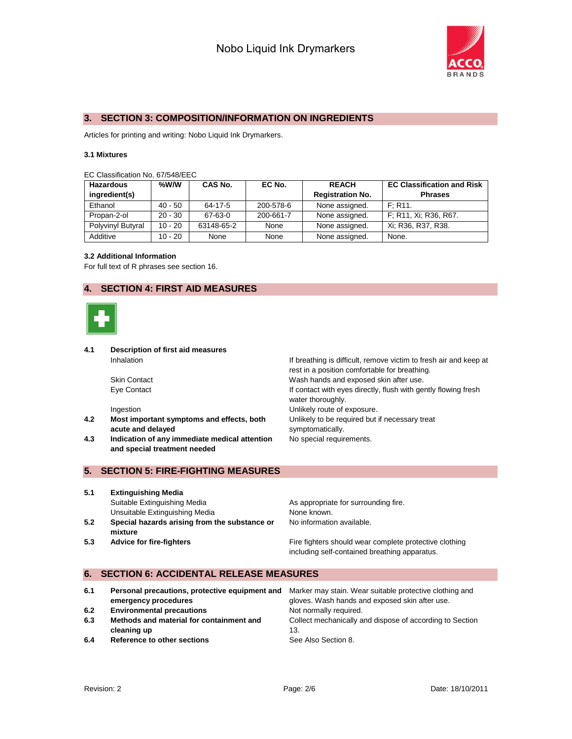## 3. SECTION 3: COMPOSITION/INFORMATION ON INGREDIENTS

Articles for printing and writing: Nobo Liquid Ink Drymarkers.

### 3.1 Mixtures

EC Classification No. 67/548/EEC

| Hazardous ingredient(s) | %W/W | CAS No. | EC No. | REACH Registration No. | EC Classification and Risk Phrases |
|---|---|---|---|---|---|
| Ethanol | 40 - 50 | 64-17-5 | 200-578-6 | None assigned. | F; R11. |
| Propan-2-ol | 20 - 30 | 67-63-0 | 200-661-7 | None assigned. | F; R11, Xi; R36, R67. |
| Polyvinyl Butyral | 10 - 20 | 63148-65-2 | None | None assigned. | Xi; R36, R37, R38. |
| Additive | 10 - 20 | None | None | None assigned. | None. |

### 3.2 Additional Information

For full text of R phrases see section 16.

## 4. SECTION 4: FIRST AID MEASURES

**4.1 Description of first aid measures**

- Inhalation: If breathing is difficult, remove victim to fresh air and keep at rest in a position comfortable for breathing.
- Skin Contact: Wash hands and exposed skin after use.
- Eye Contact: If contact with eyes directly, flush with gently flowing fresh water thoroughly.
- Ingestion: Unlikely route of exposure.

**4.2 Most important symptoms and effects, both acute and delayed:** Unlikely to be required but if necessary treat symptomatically.

**4.3 Indication of any immediate medical attention and special treatment needed:** No special requirements.

## 5. SECTION 5: FIRE-FIGHTING MEASURES

**5.1 Extinguishing Media**

- Suitable Extinguishing Media: As appropriate for surrounding fire.
- Unsuitable Extinguishing Media: None known.

**5.2 Special hazards arising from the substance or mixture:** No information available.

**5.3 Advice for fire-fighters:** Fire fighters should wear complete protective clothing including self-contained breathing apparatus.

## 6. SECTION 6: ACCIDENTAL RELEASE MEASURES

**6.1 Personal precautions, protective equipment and emergency procedures:** Marker may stain. Wear suitable protective clothing and gloves. Wash hands and exposed skin after use.

**6.2 Environmental precautions:** Not normally required.

**6.3 Methods and material for containment and cleaning up:** Collect mechanically and dispose of according to Section 13.

**6.4 Reference to other sections:** See Also Section 8.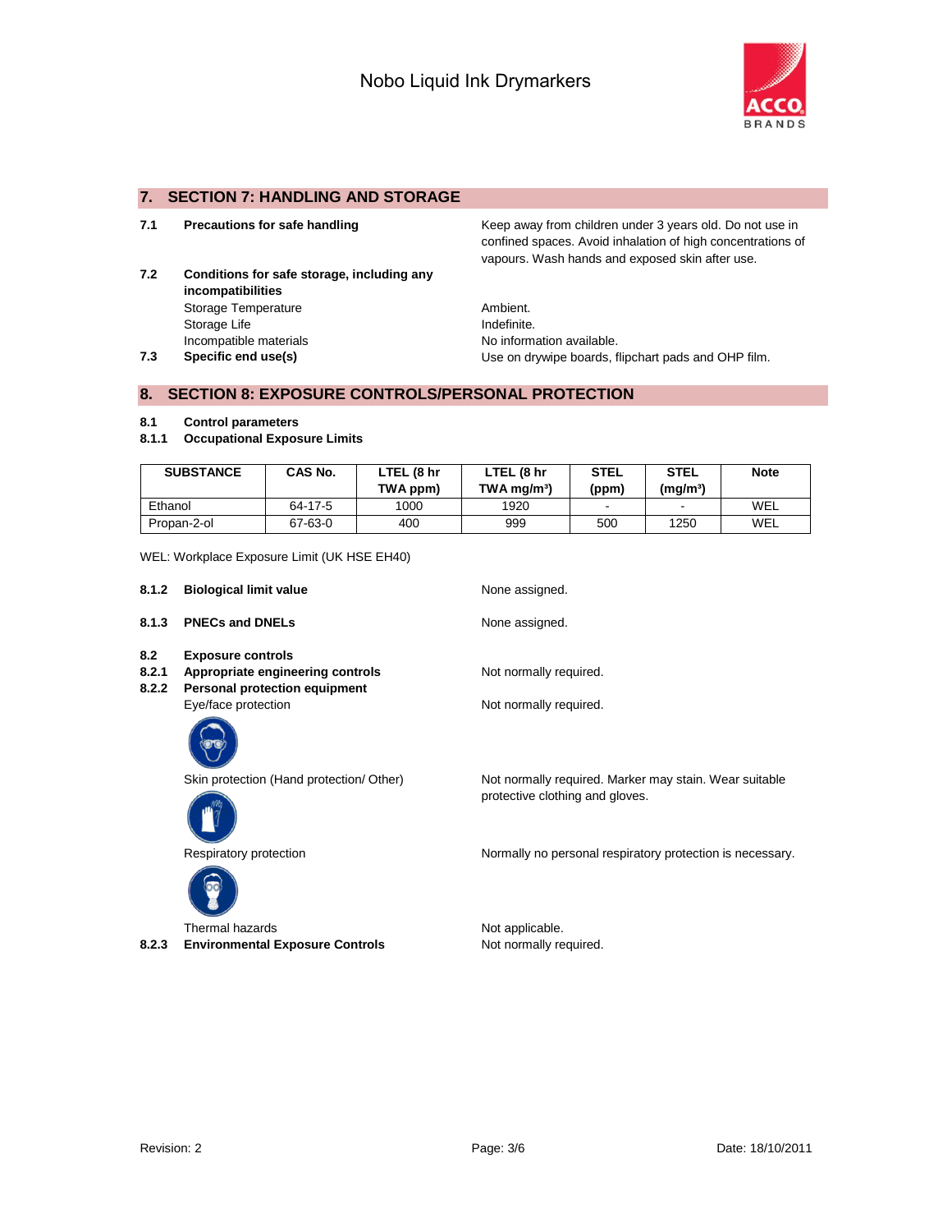## 7. SECTION 7: HANDLING AND STORAGE

**7.1 Precautions for safe handling**

Keep away from children under 3 years old. Do not use in confined spaces. Avoid inhalation of high concentrations of vapours. Wash hands and exposed skin after use.

**7.2 Conditions for safe storage, including any incompatibilities**

Storage Temperature: Ambient.

Storage Life: Indefinite.

Incompatible materials: No information available.

**7.3 Specific end use(s)**

Use on drywipe boards, flipchart pads and OHP film.

## 8. SECTION 8: EXPOSURE CONTROLS/PERSONAL PROTECTION

**8.1 Control parameters**

**8.1.1 Occupational Exposure Limits**

| SUBSTANCE | CAS No. | LTEL (8 hr TWA ppm) | LTEL (8 hr TWA mg/m³) | STEL (ppm) | STEL (mg/m³) | Note |
|---|---|---|---|---|---|---|
| Ethanol | 64-17-5 | 1000 | 1920 | - | - | WEL |
| Propan-2-ol | 67-63-0 | 400 | 999 | 500 | 1250 | WEL |

WEL: Workplace Exposure Limit (UK HSE EH40)

**8.1.2 Biological limit value**

None assigned.

**8.1.3 PNECs and DNELs**

None assigned.

**8.2 Exposure controls**

**8.2.1 Appropriate engineering controls**

Not normally required.

**8.2.2 Personal protection equipment**

Eye/face protection: Not normally required.

Skin protection (Hand protection/ Other): Not normally required. Marker may stain. Wear suitable protective clothing and gloves.

Respiratory protection: Normally no personal respiratory protection is necessary.

Thermal hazards: Not applicable.

**8.2.3 Environmental Exposure Controls**

Not normally required.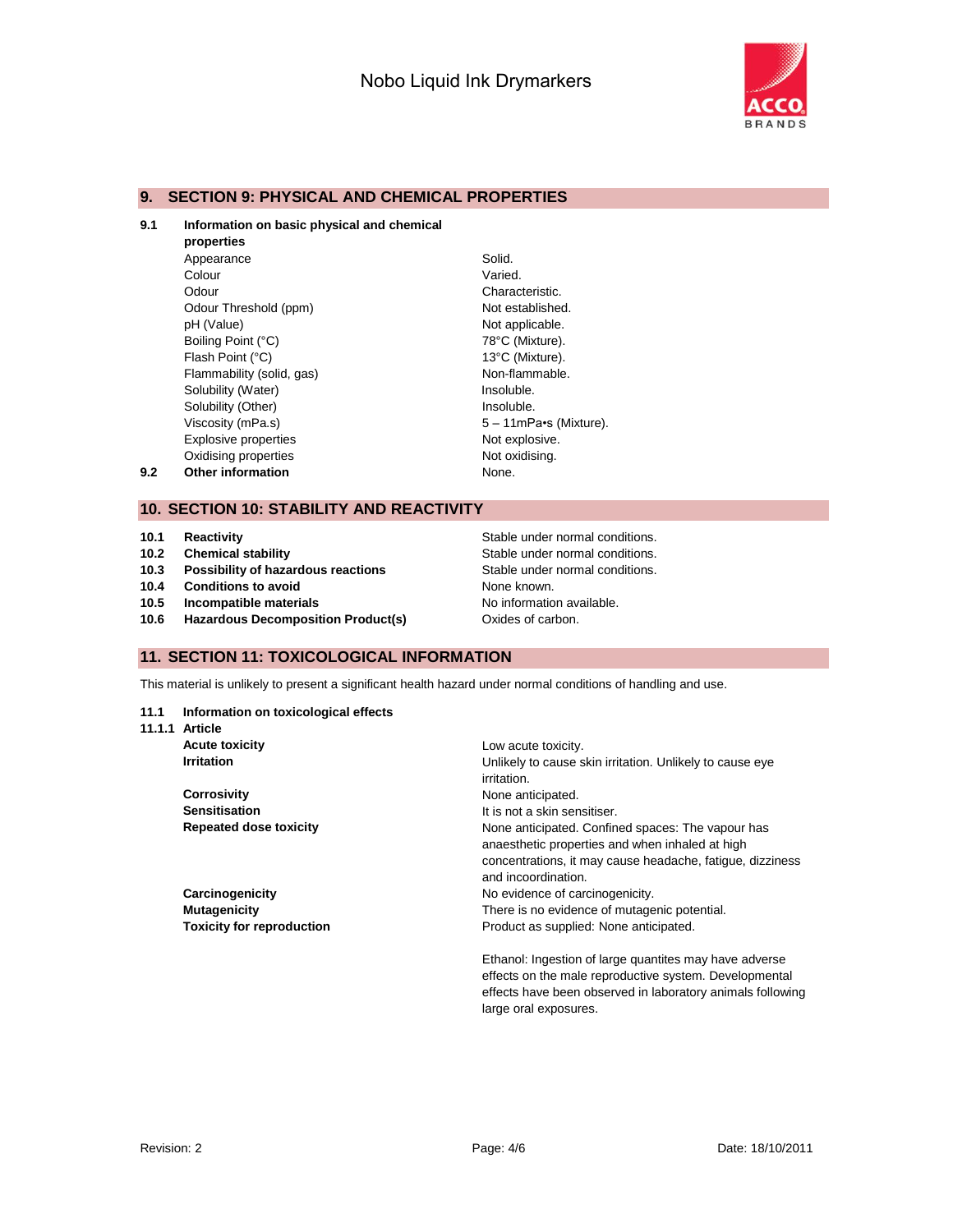## 9. SECTION 9: PHYSICAL AND CHEMICAL PROPERTIES

**9.1 Information on basic physical and chemical properties**

| | |
|---|---|
| Appearance | Solid. |
| Colour | Varied. |
| Odour | Characteristic. |
| Odour Threshold (ppm) | Not established. |
| pH (Value) | Not applicable. |
| Boiling Point (°C) | 78°C (Mixture). |
| Flash Point (°C) | 13°C (Mixture). |
| Flammability (solid, gas) | Non-flammable. |
| Solubility (Water) | Insoluble. |
| Solubility (Other) | Insoluble. |
| Viscosity (mPa.s) | 5 – 11mPa•s (Mixture). |
| Explosive properties | Not explosive. |
| Oxidising properties | Not oxidising. |

**9.2 Other information** None.

## 10. SECTION 10: STABILITY AND REACTIVITY

| | | |
|---|---|---|
| **10.1** | **Reactivity** | Stable under normal conditions. |
| **10.2** | **Chemical stability** | Stable under normal conditions. |
| **10.3** | **Possibility of hazardous reactions** | Stable under normal conditions. |
| **10.4** | **Conditions to avoid** | None known. |
| **10.5** | **Incompatible materials** | No information available. |
| **10.6** | **Hazardous Decomposition Product(s)** | Oxides of carbon. |

## 11. SECTION 11: TOXICOLOGICAL INFORMATION

This material is unlikely to present a significant health hazard under normal conditions of handling and use.

**11.1 Information on toxicological effects**

**11.1.1 Article**

| | |
|---|---|
| **Acute toxicity** | Low acute toxicity. |
| **Irritation** | Unlikely to cause skin irritation. Unlikely to cause eye irritation. |
| **Corrosivity** | None anticipated. |
| **Sensitisation** | It is not a skin sensitiser. |
| **Repeated dose toxicity** | None anticipated. Confined spaces: The vapour has anaesthetic properties and when inhaled at high concentrations, it may cause headache, fatigue, dizziness and incoordination. |
| **Carcinogenicity** | No evidence of carcinogenicity. |
| **Mutagenicity** | There is no evidence of mutagenic potential. |
| **Toxicity for reproduction** | Product as supplied: None anticipated.<br><br>Ethanol: Ingestion of large quantites may have adverse effects on the male reproductive system. Developmental effects have been observed in laboratory animals following large oral exposures. |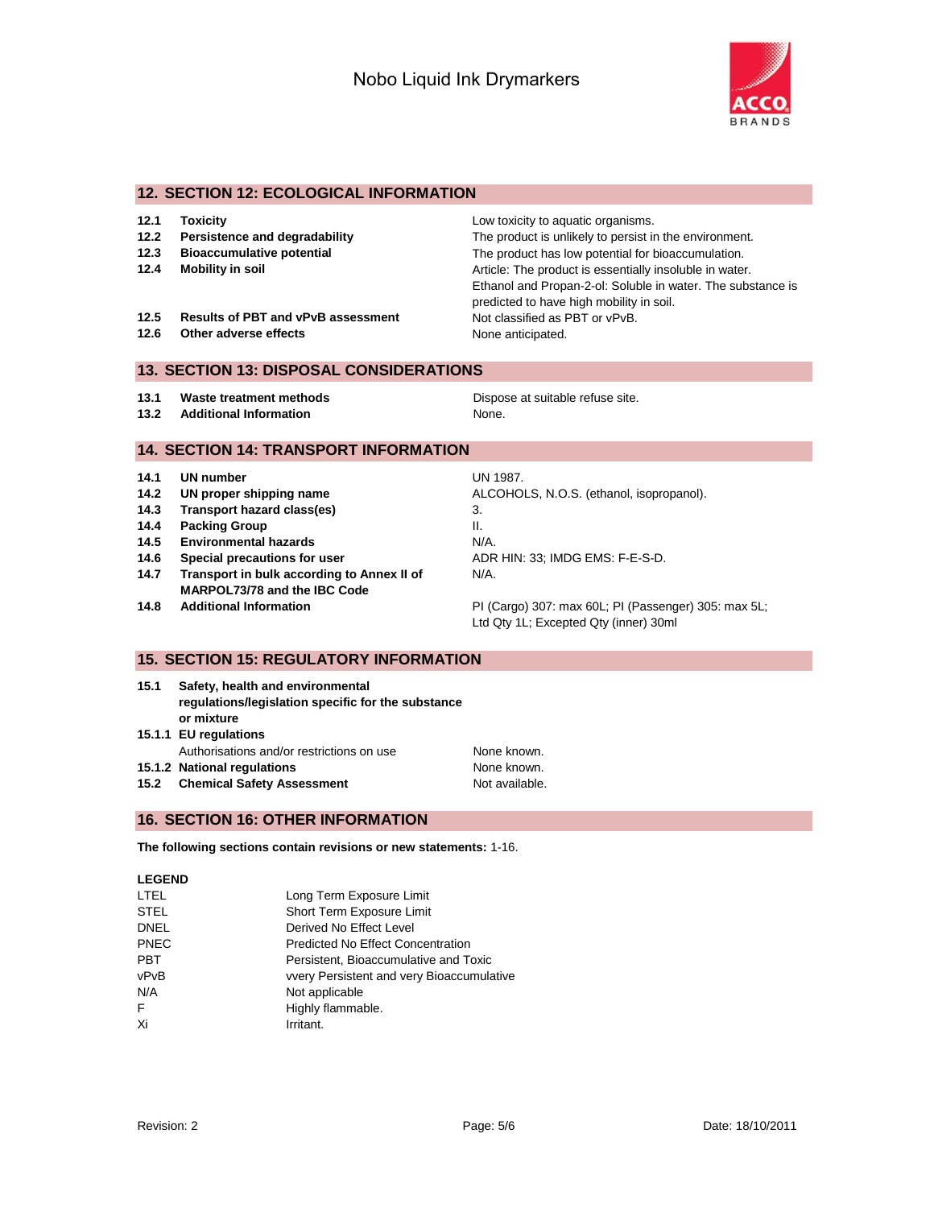## 12. SECTION 12: ECOLOGICAL INFORMATION

| | | |
|---|---|---|
| **12.1** | **Toxicity** | Low toxicity to aquatic organisms. |
| **12.2** | **Persistence and degradability** | The product is unlikely to persist in the environment. |
| **12.3** | **Bioaccumulative potential** | The product has low potential for bioaccumulation. |
| **12.4** | **Mobility in soil** | Article: The product is essentially insoluble in water. Ethanol and Propan-2-ol: Soluble in water. The substance is predicted to have high mobility in soil. |
| **12.5** | **Results of PBT and vPvB assessment** | Not classified as PBT or vPvB. |
| **12.6** | **Other adverse effects** | None anticipated. |

## 13. SECTION 13: DISPOSAL CONSIDERATIONS

| | | |
|---|---|---|
| **13.1** | **Waste treatment methods** | Dispose at suitable refuse site. |
| **13.2** | **Additional Information** | None. |

## 14. SECTION 14: TRANSPORT INFORMATION

| | | |
|---|---|---|
| **14.1** | **UN number** | UN 1987. |
| **14.2** | **UN proper shipping name** | ALCOHOLS, N.O.S. (ethanol, isopropanol). |
| **14.3** | **Transport hazard class(es)** | 3. |
| **14.4** | **Packing Group** | II. |
| **14.5** | **Environmental hazards** | N/A. |
| **14.6** | **Special precautions for user** | ADR HIN: 33; IMDG EMS: F-E-S-D. |
| **14.7** | **Transport in bulk according to Annex II of MARPOL73/78 and the IBC Code** | N/A. |
| **14.8** | **Additional Information** | PI (Cargo) 307: max 60L; PI (Passenger) 305: max 5L; Ltd Qty 1L; Excepted Qty (inner) 30ml |

## 15. SECTION 15: REGULATORY INFORMATION

| | | |
|---|---|---|
| **15.1** | **Safety, health and environmental regulations/legislation specific for the substance or mixture** | |
| **15.1.1** | **EU regulations** | |
| | Authorisations and/or restrictions on use | None known. |
| **15.1.2** | **National regulations** | None known. |
| **15.2** | **Chemical Safety Assessment** | Not available. |

## 16. SECTION 16: OTHER INFORMATION

**The following sections contain revisions or new statements:** 1-16.

**LEGEND**

| | |
|---|---|
| LTEL | Long Term Exposure Limit |
| STEL | Short Term Exposure Limit |
| DNEL | Derived No Effect Level |
| PNEC | Predicted No Effect Concentration |
| PBT | Persistent, Bioaccumulative and Toxic |
| vPvB | vvery Persistent and very Bioaccumulative |
| N/A | Not applicable |
| F | Highly flammable. |
| Xi | Irritant. |

Revision: 2 | Date: 18/10/2011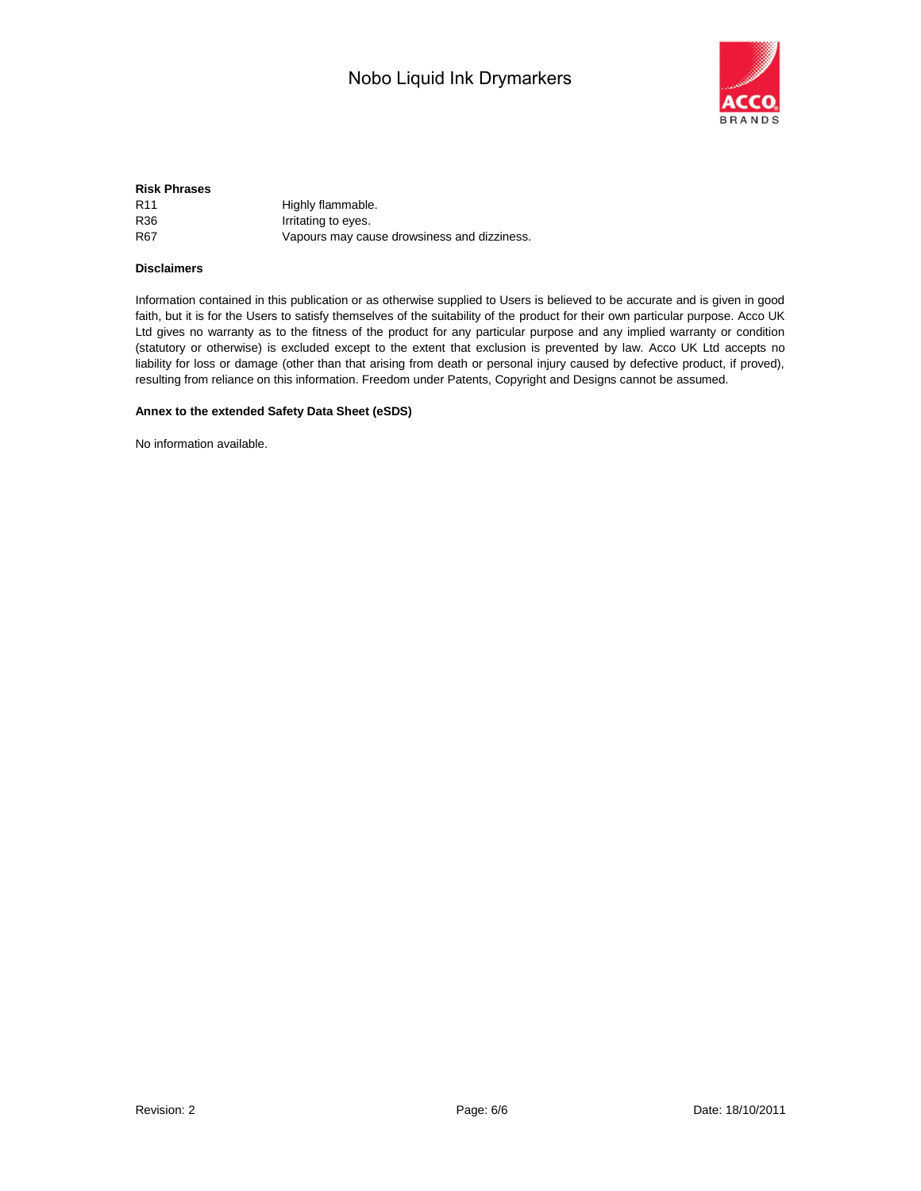### Risk Phrases

| | |
|---|---|
| R11 | Highly flammable. |
| R36 | Irritating to eyes. |
| R67 | Vapours may cause drowsiness and dizziness. |

### Disclaimers

Information contained in this publication or as otherwise supplied to Users is believed to be accurate and is given in good faith, but it is for the Users to satisfy themselves of the suitability of the product for their own particular purpose. Acco UK Ltd gives no warranty as to the fitness of the product for any particular purpose and any implied warranty or condition (statutory or otherwise) is excluded except to the extent that exclusion is prevented by law. Acco UK Ltd accepts no liability for loss or damage (other than that arising from death or personal injury caused by defective product, if proved), resulting from reliance on this information. Freedom under Patents, Copyright and Designs cannot be assumed.

### Annex to the extended Safety Data Sheet (eSDS)

No information available.